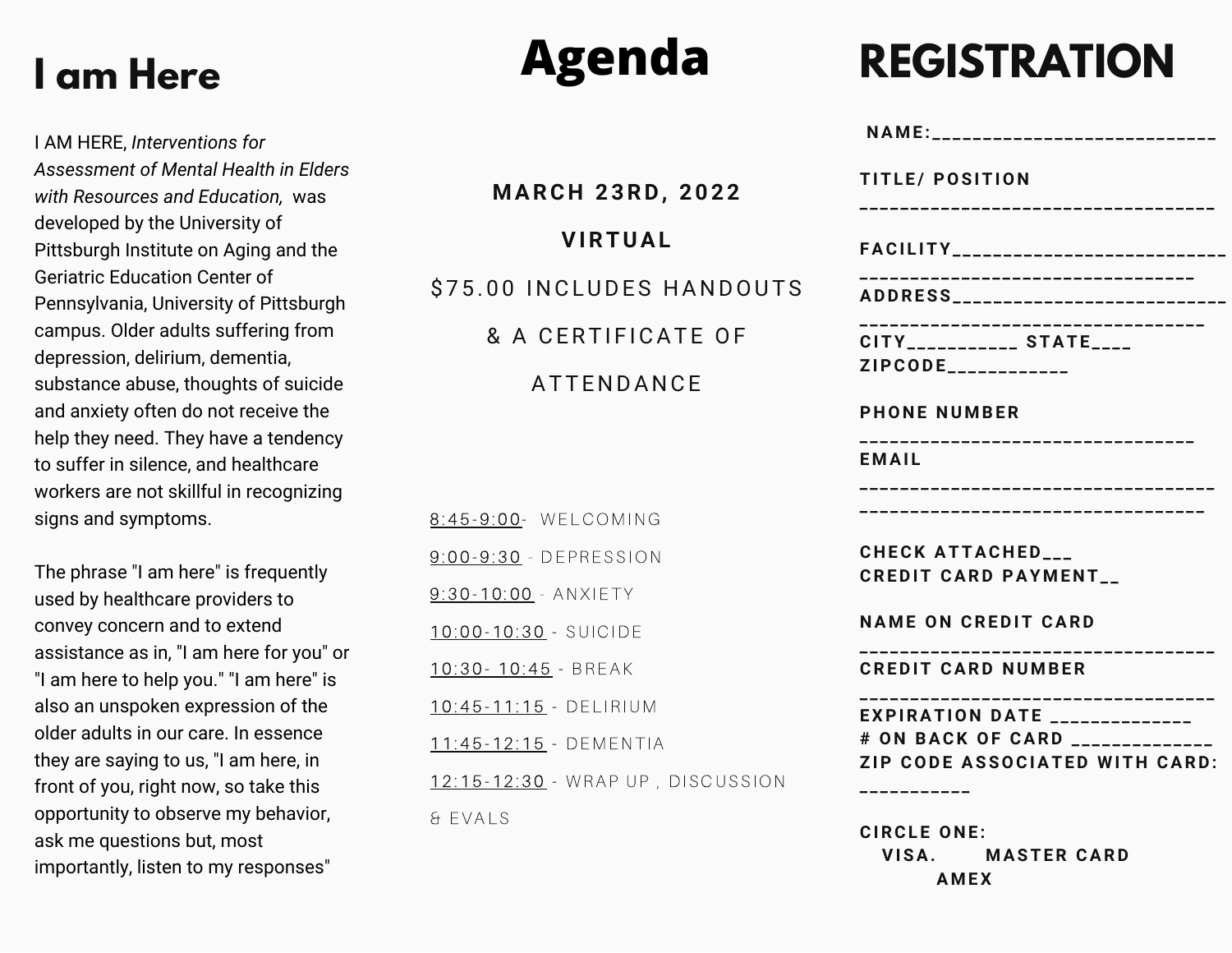# I am Here

I AM HERE, *Interventions for Assessment of Mental Health in Elders with Resources and Education,* was developed by the University of Pittsburgh Institute on Aging and the Geriatric Education Center of Pennsylvania, University of Pittsburgh campus. Older adults suffering from depression, delirium, dementia, substance abuse, thoughts of suicide and anxiety often do not receive the help they need. They have a tendency to suffer in silence, and healthcare workers are not skillful in recognizing signs and symptoms.

The phrase "I am here" is frequently used by healthcare providers to convey concern and to extend assistance as in, "I am here for you" or "I am here to help you." "I am here" is also an unspoken expression of the older adults in our care. In essence they are saying to us, "I am here, in front of you, right now, so take this opportunity to observe my behavior, ask me questions but, most importantly, listen to my responses"

# Agenda

**MARCH 23RD, 2022**

**VIRTUAL**

$75.00 INCLUDES HANDOUTS & A CERTIFICATE OF ATTENDANCE

- 8:45-9:00- WELCOMING
- 9:00-9:30 - DEPRESSION
- 9:30-10:00 - ANXIETY
- 10:00-10:30 - SUICIDE
- 10:30- 10:45 - BREAK
- 10:45-11:15 - DELIRIUM
- 11:45-12:15 - DEMENTIA
- 12:15-12:30 - WRAP UP , DISCUSSION & EVALS

# REGISTRATION

NAME:____________________________

TITLE/ POSITION
___________________________________

FACILITY____________________________
_______________________________

ADDRESS____________________________
________________________________

CITY__________ STATE____
ZIPCODE___________

PHONE NUMBER
_______________________________

EMAIL
___________________________________
_________________________________

CHECK ATTACHED___
CREDIT CARD PAYMENT__

NAME ON CREDIT CARD
___________________________________

CREDIT CARD NUMBER
___________________________________

EXPIRATION DATE _____________
# ON BACK OF CARD _____________
ZIP CODE ASSOCIATED WITH CARD:
___________

CIRCLE ONE:
VISA. MASTER CARD
AMEX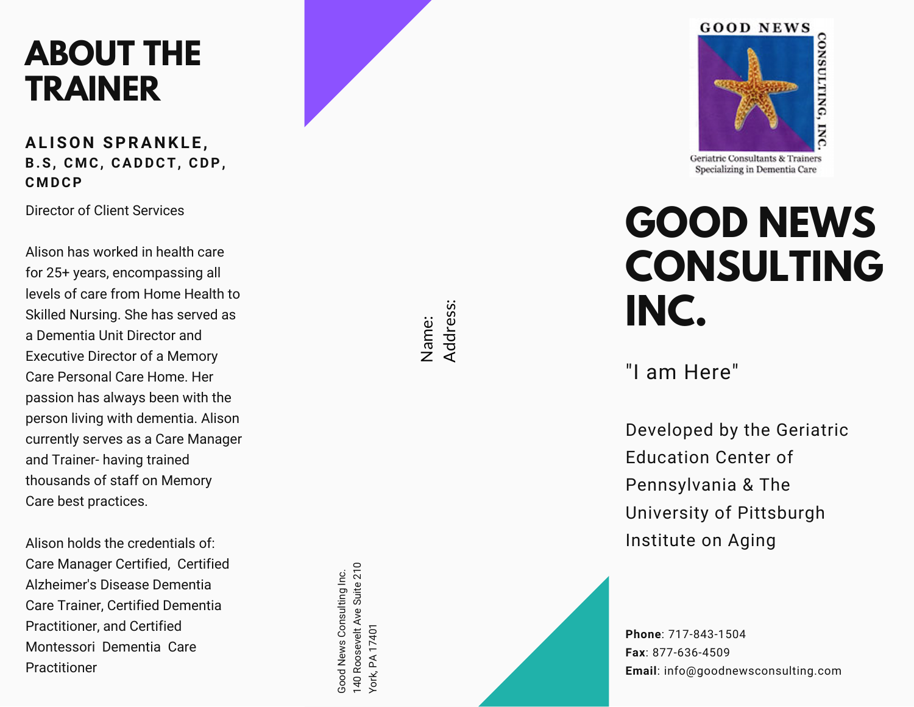# ABOUT THE TRAINER

### ALISON SPRANKLE, B.S, CMC, CADDCT, CDP, CMDCP

Director of Client Services

Alison has worked in health care for 25+ years, encompassing all levels of care from Home Health to Skilled Nursing. She has served as a Dementia Unit Director and Executive Director of a Memory Care Personal Care Home. Her passion has always been with the person living with dementia. Alison currently serves as a Care Manager and Trainer- having trained thousands of staff on Memory Care best practices.

Alison holds the credentials of: Care Manager Certified, Certified Alzheimer's Disease Dementia Care Trainer, Certified Dementia Practitioner, and Certified Montessori Dementia Care Practitioner

Name:
Address:

Good News Consulting Inc.
140 Roosevelt Ave Suite 210
York, PA 17401

GOOD NEWS CONSULTING, INC.
Geriatric Consultants & Trainers
Specializing in Dementia Care

# GOOD NEWS CONSULTING INC.

"I am Here"

Developed by the Geriatric Education Center of Pennsylvania & The University of Pittsburgh Institute on Aging

**Phone**: 717-843-1504
**Fax**: 877-636-4509
**Email**: info@goodnewsconsulting.com